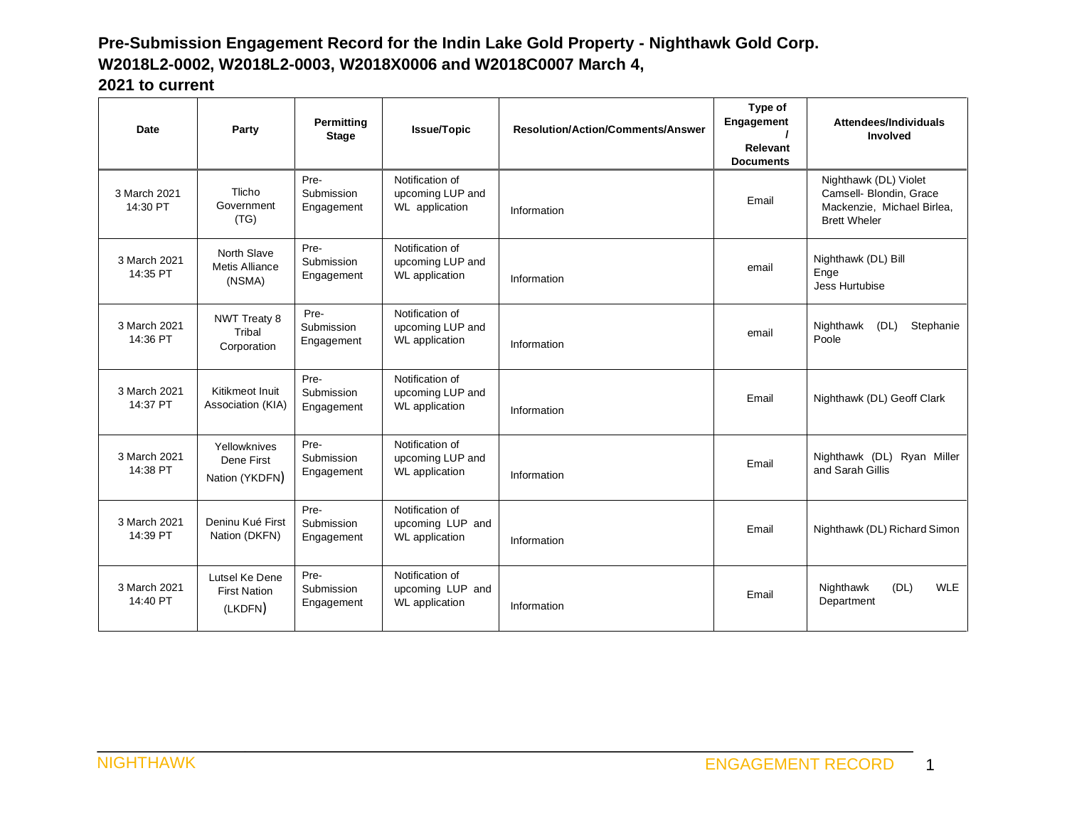# Pre-Submission Engagement Record for the Indin Lake Gold Property - Nighthawk Gold Corp. W2018L2-0002, W2018L2-0003, W2018X0006 and W2018C0007 March 4, 2021 to current

| Date | Party | Permitting Stage | Issue/Topic | Resolution/Action/Comments/Answer | Type of Engagement / Relevant Documents | Attendees/Individuals Involved |
|---|---|---|---|---|---|---|
| 3 March 2021 14:30 PT | Tlicho Government (TG) | Pre-Submission Engagement | Notification of upcoming LUP and WL application | Information | Email | Nighthawk (DL) Violet Camsell- Blondin, Grace Mackenzie, Michael Birlea, Brett Wheler |
| 3 March 2021 14:35 PT | North Slave Metis Alliance (NSMA) | Pre-Submission Engagement | Notification of upcoming LUP and WL application | Information | email | Nighthawk (DL) Bill Enge Jess Hurtubise |
| 3 March 2021 14:36 PT | NWT Treaty 8 Tribal Corporation | Pre-Submission Engagement | Notification of upcoming LUP and WL application | Information | email | Nighthawk (DL) Stephanie Poole |
| 3 March 2021 14:37 PT | Kitikmeot Inuit Association (KIA) | Pre-Submission Engagement | Notification of upcoming LUP and WL application | Information | Email | Nighthawk (DL) Geoff Clark |
| 3 March 2021 14:38 PT | Yellowknives Dene First Nation (YKDFN) | Pre-Submission Engagement | Notification of upcoming LUP and WL application | Information | Email | Nighthawk (DL) Ryan Miller and Sarah Gillis |
| 3 March 2021 14:39 PT | Deninu Kué First Nation (DKFN) | Pre-Submission Engagement | Notification of upcoming LUP and WL application | Information | Email | Nighthawk (DL) Richard Simon |
| 3 March 2021 14:40 PT | Lutsel Ke Dene First Nation (LKDFN) | Pre-Submission Engagement | Notification of upcoming LUP and WL application | Information | Email | Nighthawk (DL) WLE Department |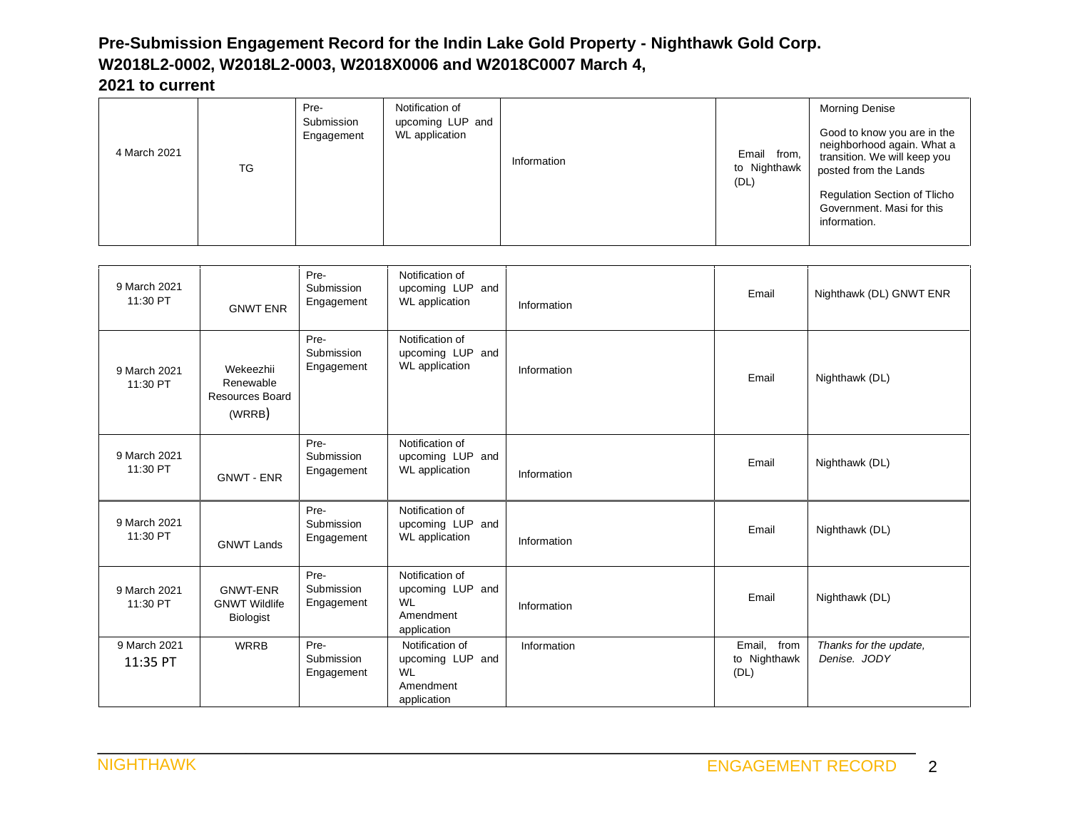## Pre-Submission Engagement Record for the Indin Lake Gold Property - Nighthawk Gold Corp. W2018L2-0002, W2018L2-0003, W2018X0006 and W2018C0007 March 4, 2021 to current

| | | | | | | |
|---|---|---|---|---|---|---|
| 4 March 2021 | TG | Pre-Submission Engagement | Notification of upcoming LUP and WL application | Information | Email from, to Nighthawk (DL) | Morning Denise<br><br>Good to know you are in the neighborhood again. What a transition. We will keep you posted from the Lands<br><br>Regulation Section of Tlicho Government. Masi for this information. |
| 9 March 2021 11:30 PT | GNWT ENR | Pre-Submission Engagement | Notification of upcoming LUP and WL application | Information | Email | Nighthawk (DL) GNWT ENR |
| 9 March 2021 11:30 PT | Wekeezhii Renewable Resources Board (WRRB) | Pre-Submission Engagement | Notification of upcoming LUP and WL application | Information | Email | Nighthawk (DL) |
| 9 March 2021 11:30 PT | GNWT - ENR | Pre-Submission Engagement | Notification of upcoming LUP and WL application | Information | Email | Nighthawk (DL) |
| 9 March 2021 11:30 PT | GNWT Lands | Pre-Submission Engagement | Notification of upcoming LUP and WL application | Information | Email | Nighthawk (DL) |
| 9 March 2021 11:30 PT | GNWT-ENR GNWT Wildlife Biologist | Pre-Submission Engagement | Notification of upcoming LUP and WL Amendment application | Information | Email | Nighthawk (DL) |
| 9 March 2021 11:35 PT | WRRB | Pre-Submission Engagement | Notification of upcoming LUP and WL Amendment application | Information | Email, from to Nighthawk (DL) | *Thanks for the update, Denise. JODY* |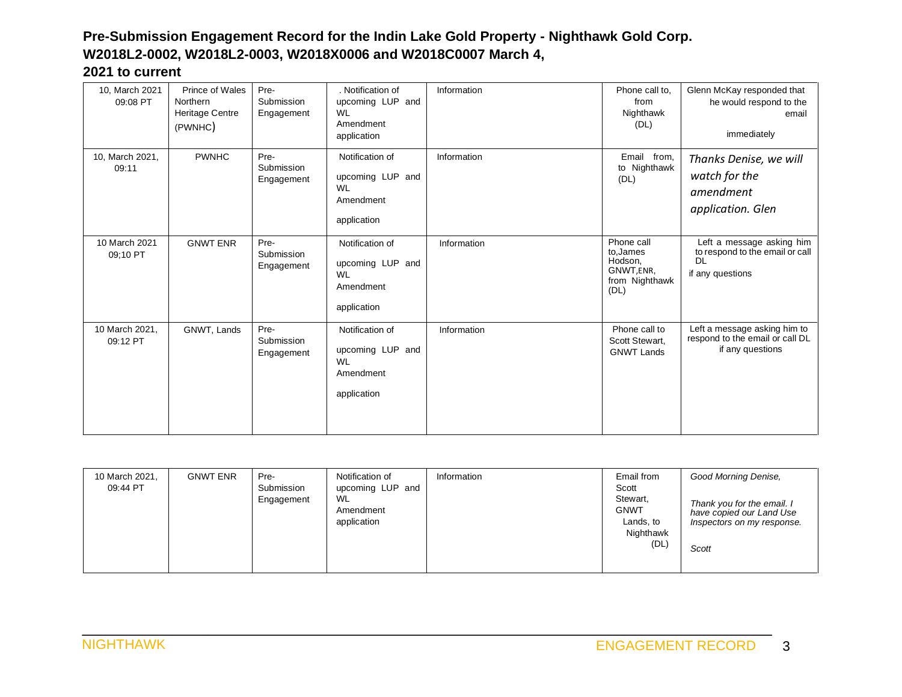## Pre-Submission Engagement Record for the Indin Lake Gold Property - Nighthawk Gold Corp. W2018L2-0002, W2018L2-0003, W2018X0006 and W2018C0007 March 4, 2021 to current

| | | | | | | |
|---|---|---|---|---|---|---|
| 10, March 2021 09:08 PT | Prince of Wales Northern Heritage Centre (PWNHC) | Pre-Submission Engagement | . Notification of upcoming LUP and WL Amendment application | Information | Phone call to, from Nighthawk (DL) | Glenn McKay responded that he would respond to the email immediately |
| 10, March 2021, 09:11 | PWNHC | Pre-Submission Engagement | Notification of upcoming LUP and WL Amendment application | Information | Email from, to Nighthawk (DL) | *Thanks Denise, we will watch for the amendment application. Glen* |
| 10 March 2021 09;10 PT | GNWT ENR | Pre-Submission Engagement | Notification of upcoming LUP and WL Amendment application | Information | Phone call to,James Hodson, GNWT,ENR, from Nighthawk (DL) | Left a message asking him to respond to the email or call DL if any questions |
| 10 March 2021, 09:12 PT | GNWT, Lands | Pre-Submission Engagement | Notification of upcoming LUP and WL Amendment application | Information | Phone call to Scott Stewart, GNWT Lands | Left a message asking him to respond to the email or call DL if any questions |
| 10 March 2021, 09:44 PT | GNWT ENR | Pre-Submission Engagement | Notification of upcoming LUP and WL Amendment application | Information | Email from Scott Stewart, GNWT Lands, to Nighthawk (DL) | *Good Morning Denise,* *Thank you for the email. I have copied our Land Use Inspectors on my response.* *Scott* |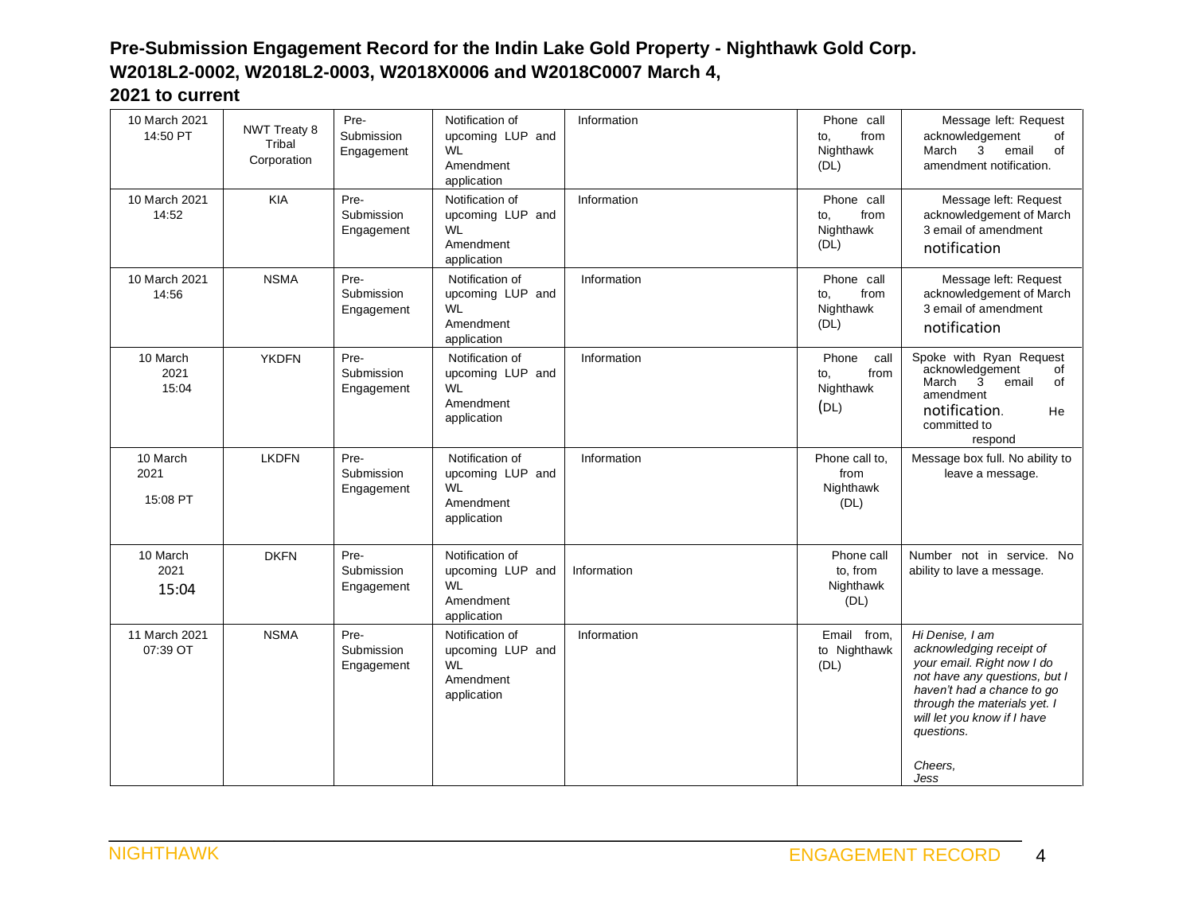**Pre-Submission Engagement Record for the Indin Lake Gold Property - Nighthawk Gold Corp. W2018L2-0002, W2018L2-0003, W2018X0006 and W2018C0007 March 4, 2021 to current**

| | | | | | | |
|---|---|---|---|---|---|---|
| 10 March 2021 14:50 PT | NWT Treaty 8 Tribal Corporation | Pre-Submission Engagement | Notification of upcoming LUP and WL Amendment application | Information | Phone call to, from Nighthawk (DL) | Message left: Request acknowledgement of March 3 email of amendment notification. |
| 10 March 2021 14:52 | KIA | Pre-Submission Engagement | Notification of upcoming LUP and WL Amendment application | Information | Phone call to, from Nighthawk (DL) | Message left: Request acknowledgement of March 3 email of amendment notification |
| 10 March 2021 14:56 | NSMA | Pre-Submission Engagement | Notification of upcoming LUP and WL Amendment application | Information | Phone call to, from Nighthawk (DL) | Message left: Request acknowledgement of March 3 email of amendment notification |
| 10 March 2021 15:04 | YKDFN | Pre-Submission Engagement | Notification of upcoming LUP and WL Amendment application | Information | Phone call to, from Nighthawk (DL) | Spoke with Ryan Request acknowledgement of March 3 email of amendment notification. He committed to respond |
| 10 March 2021 15:08 PT | LKDFN | Pre-Submission Engagement | Notification of upcoming LUP and WL Amendment application | Information | Phone call to, from Nighthawk (DL) | Message box full. No ability to leave a message. |
| 10 March 2021 15:04 | DKFN | Pre-Submission Engagement | Notification of upcoming LUP and WL Amendment application | Information | Phone call to, from Nighthawk (DL) | Number not in service. No ability to lave a message. |
| 11 March 2021 07:39 OT | NSMA | Pre-Submission Engagement | Notification of upcoming LUP and WL Amendment application | Information | Email from, to Nighthawk (DL) | *Hi Denise, I am acknowledging receipt of your email. Right now I do not have any questions, but I haven't had a chance to go through the materials yet. I will let you know if I have questions.*<br><br>*Cheers,*<br>*Jess* |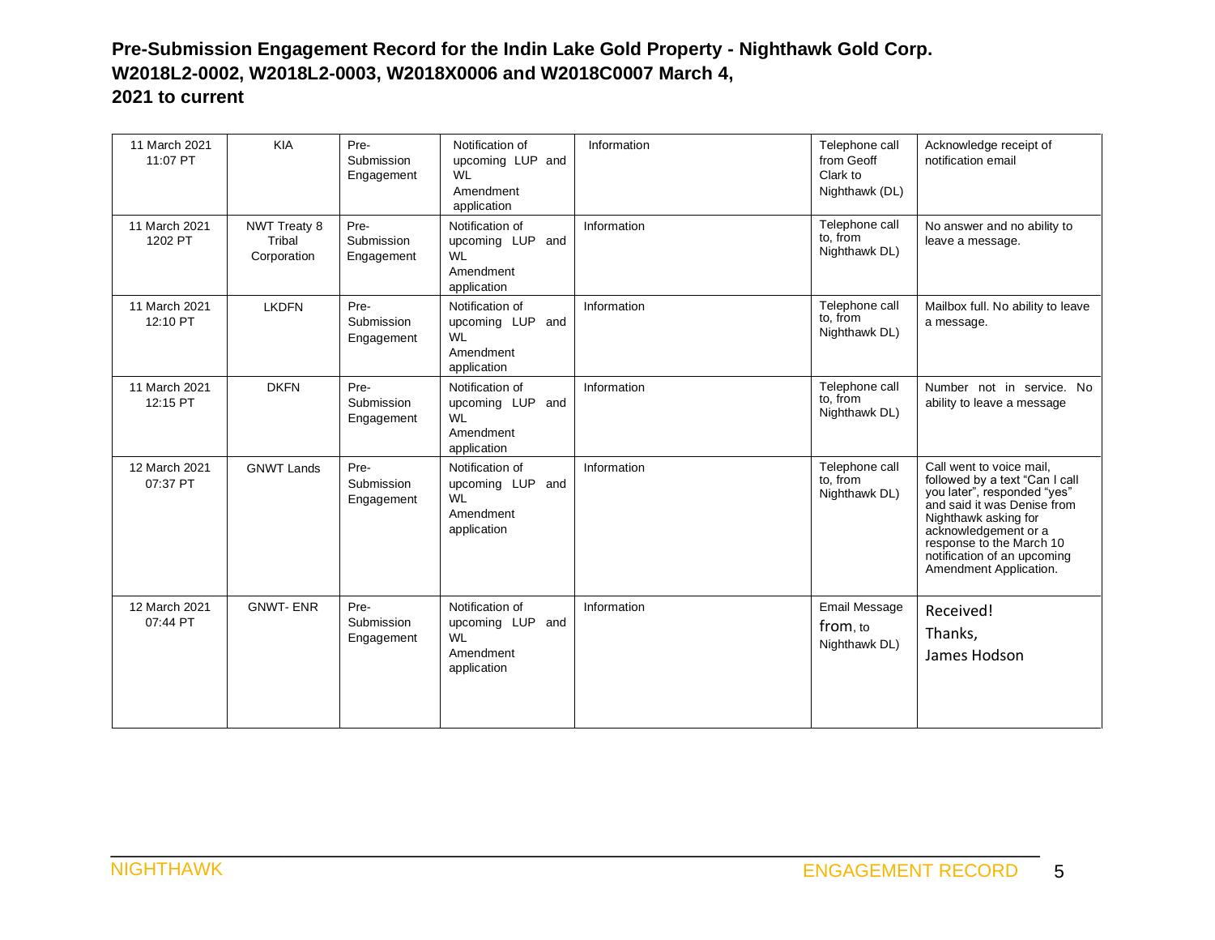# Pre-Submission Engagement Record for the Indin Lake Gold Property - Nighthawk Gold Corp. W2018L2-0002, W2018L2-0003, W2018X0006 and W2018C0007 March 4, 2021 to current

| | | | | | | |
|---|---|---|---|---|---|---|
| 11 March 2021 11:07 PT | KIA | Pre-Submission Engagement | Notification of upcoming LUP and WL Amendment application | Information | Telephone call from Geoff Clark to Nighthawk (DL) | Acknowledge receipt of notification email |
| 11 March 2021 1202 PT | NWT Treaty 8 Tribal Corporation | Pre-Submission Engagement | Notification of upcoming LUP and WL Amendment application | Information | Telephone call to, from Nighthawk DL) | No answer and no ability to leave a message. |
| 11 March 2021 12:10 PT | LKDFN | Pre-Submission Engagement | Notification of upcoming LUP and WL Amendment application | Information | Telephone call to, from Nighthawk DL) | Mailbox full. No ability to leave a message. |
| 11 March 2021 12:15 PT | DKFN | Pre-Submission Engagement | Notification of upcoming LUP and WL Amendment application | Information | Telephone call to, from Nighthawk DL) | Number not in service. No ability to leave a message |
| 12 March 2021 07:37 PT | GNWT Lands | Pre-Submission Engagement | Notification of upcoming LUP and WL Amendment application | Information | Telephone call to, from Nighthawk DL) | Call went to voice mail, followed by a text "Can I call you later", responded "yes" and said it was Denise from Nighthawk asking for acknowledgement or a response to the March 10 notification of an upcoming Amendment Application. |
| 12 March 2021 07:44 PT | GNWT- ENR | Pre-Submission Engagement | Notification of upcoming LUP and WL Amendment application | Information | Email Message from, to Nighthawk DL) | Received! Thanks, James Hodson |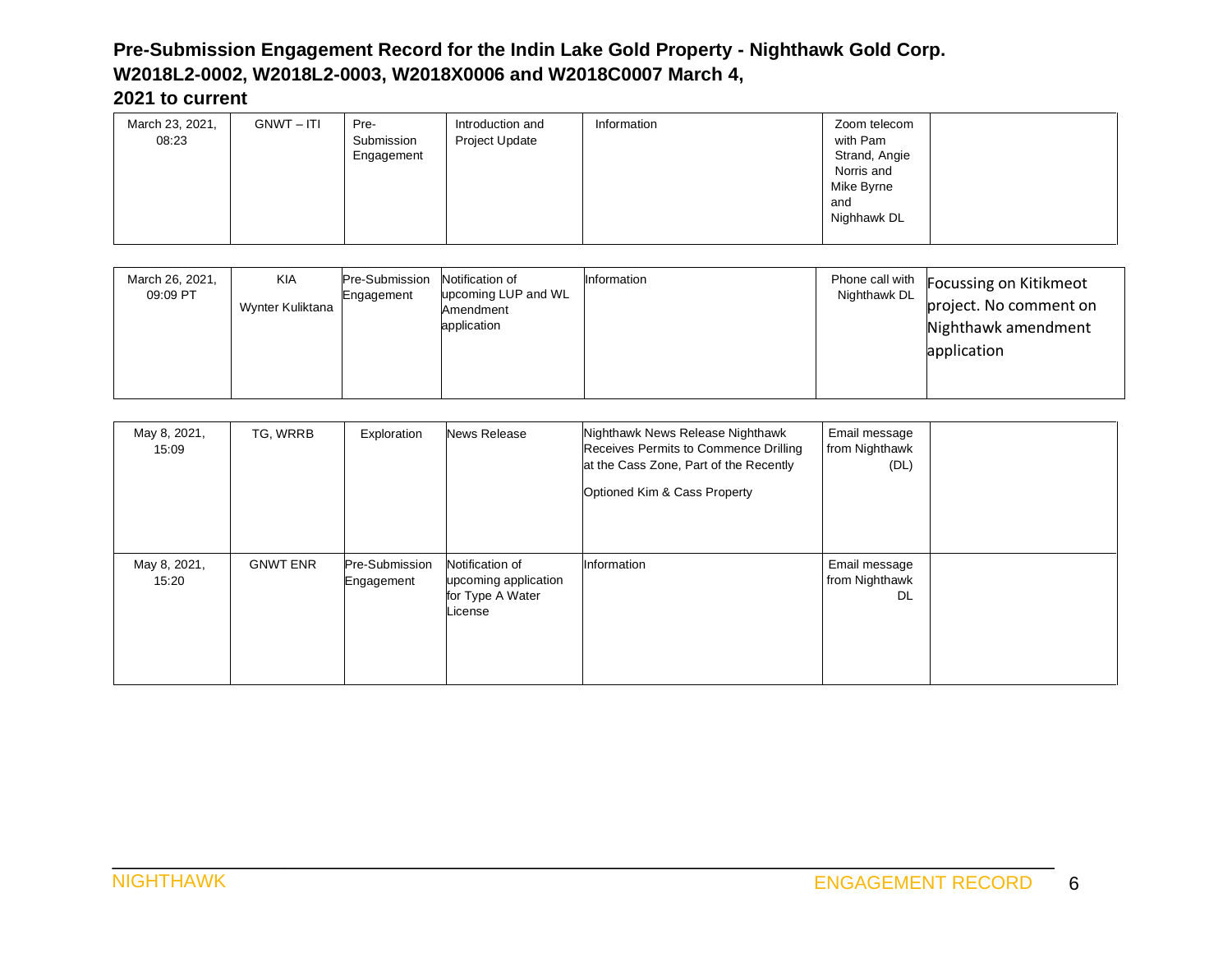**Pre-Submission Engagement Record for the Indin Lake Gold Property - Nighthawk Gold Corp. W2018L2-0002, W2018L2-0003, W2018X0006 and W2018C0007 March 4, 2021 to current**

| | | | | | | |
|---|---|---|---|---|---|---|
| March 23, 2021, 08:23 | GNWT – ITI | Pre-Submission Engagement | Introduction and Project Update | Information | Zoom telecom with Pam Strand, Angie Norris and Mike Byrne and Nighhawk DL | |
| March 26, 2021, 09:09 PT | KIA Wynter Kuliktana | Pre-Submission Engagement | Notification of upcoming LUP and WL Amendment application | Information | Phone call with Nighthawk DL | Focussing on Kitikmeot project. No comment on Nighthawk amendment application |
| May 8, 2021, 15:09 | TG, WRRB | Exploration | News Release | Nighthawk News Release Nighthawk Receives Permits to Commence Drilling at the Cass Zone, Part of the Recently Optioned Kim & Cass Property | Email message from Nighthawk (DL) | |
| May 8, 2021, 15:20 | GNWT ENR | Pre-Submission Engagement | Notification of upcoming application for Type A Water License | Information | Email message from Nighthawk DL | |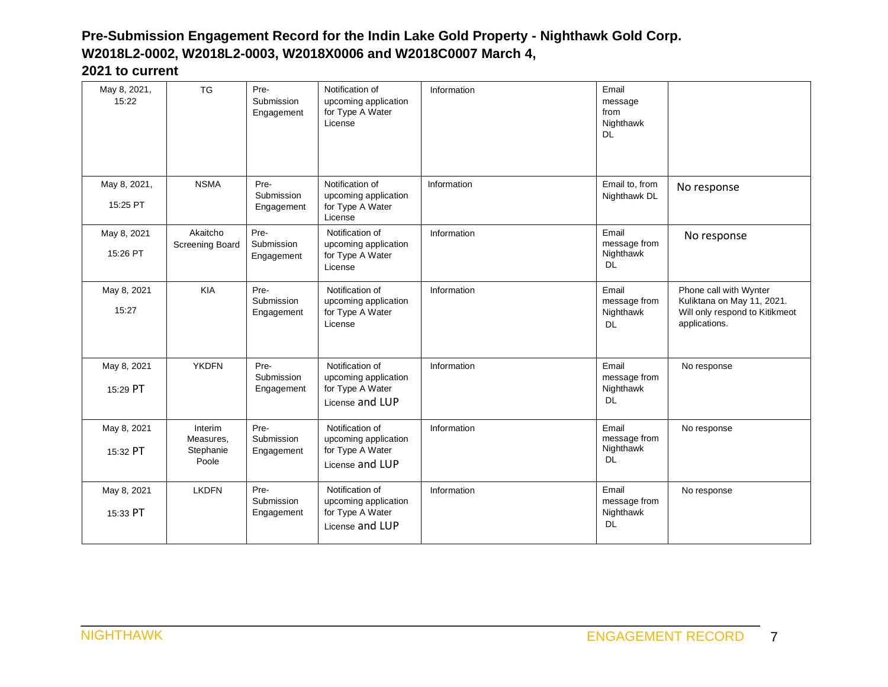**Pre-Submission Engagement Record for the Indin Lake Gold Property - Nighthawk Gold Corp. W2018L2-0002, W2018L2-0003, W2018X0006 and W2018C0007 March 4, 2021 to current**

| | | | | | | |
|---|---|---|---|---|---|---|
| May 8, 2021, 15:22 | TG | Pre-Submission Engagement | Notification of upcoming application for Type A Water License | Information | Email message from Nighthawk DL | |
| May 8, 2021, 15:25 PT | NSMA | Pre-Submission Engagement | Notification of upcoming application for Type A Water License | Information | Email to, from Nighthawk DL | No response |
| May 8, 2021 15:26 PT | Akaitcho Screening Board | Pre-Submission Engagement | Notification of upcoming application for Type A Water License | Information | Email message from Nighthawk DL | No response |
| May 8, 2021 15:27 | KIA | Pre-Submission Engagement | Notification of upcoming application for Type A Water License | Information | Email message from Nighthawk DL | Phone call with Wynter Kuliktana on May 11, 2021. Will only respond to Kitikmeot applications. |
| May 8, 2021 15:29 PT | YKDFN | Pre-Submission Engagement | Notification of upcoming application for Type A Water License and LUP | Information | Email message from Nighthawk DL | No response |
| May 8, 2021 15:32 PT | Interim Measures, Stephanie Poole | Pre-Submission Engagement | Notification of upcoming application for Type A Water License and LUP | Information | Email message from Nighthawk DL | No response |
| May 8, 2021 15:33 PT | LKDFN | Pre-Submission Engagement | Notification of upcoming application for Type A Water License and LUP | Information | Email message from Nighthawk DL | No response |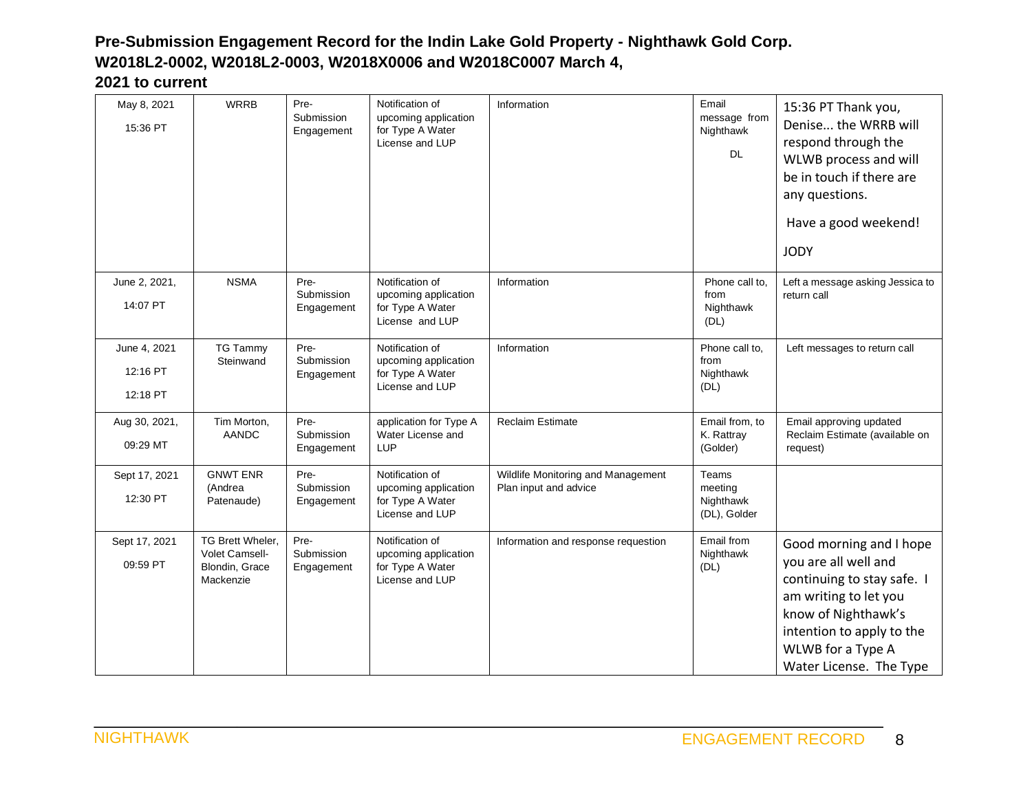# Pre-Submission Engagement Record for the Indin Lake Gold Property - Nighthawk Gold Corp. W2018L2-0002, W2018L2-0003, W2018X0006 and W2018C0007 March 4, 2021 to current

| | | | | | | |
|---|---|---|---|---|---|---|
| May 8, 2021<br><br>15:36 PT | WRRB | Pre-Submission Engagement | Notification of upcoming application for Type A Water License and LUP | Information | Email message from Nighthawk<br><br>DL | 15:36 PT Thank you, Denise... the WRRB will respond through the WLWB process and will be in touch if there are any questions.<br><br>Have a good weekend!<br><br>JODY |
| June 2, 2021,<br><br>14:07 PT | NSMA | Pre-Submission Engagement | Notification of upcoming application for Type A Water License and LUP | Information | Phone call to, from Nighthawk (DL) | Left a message asking Jessica to return call |
| June 4, 2021<br><br>12:16 PT<br><br>12:18 PT | TG Tammy Steinwand | Pre-Submission Engagement | Notification of upcoming application for Type A Water License and LUP | Information | Phone call to, from Nighthawk (DL) | Left messages to return call |
| Aug 30, 2021,<br><br>09:29 MT | Tim Morton, AANDC | Pre-Submission Engagement | application for Type A Water License and LUP | Reclaim Estimate | Email from, to K. Rattray (Golder) | Email approving updated Reclaim Estimate (available on request) |
| Sept 17, 2021<br><br>12:30 PT | GNWT ENR (Andrea Patenaude) | Pre-Submission Engagement | Notification of upcoming application for Type A Water License and LUP | Wildlife Monitoring and Management Plan input and advice | Teams meeting Nighthawk (DL), Golder | |
| Sept 17, 2021<br><br>09:59 PT | TG Brett Wheler, Volet Camsell-Blondin, Grace Mackenzie | Pre-Submission Engagement | Notification of upcoming application for Type A Water License and LUP | Information and response requestion | Email from Nighthawk (DL) | Good morning and I hope you are all well and continuing to stay safe. I am writing to let you know of Nighthawk's intention to apply to the WLWB for a Type A Water License. The Type |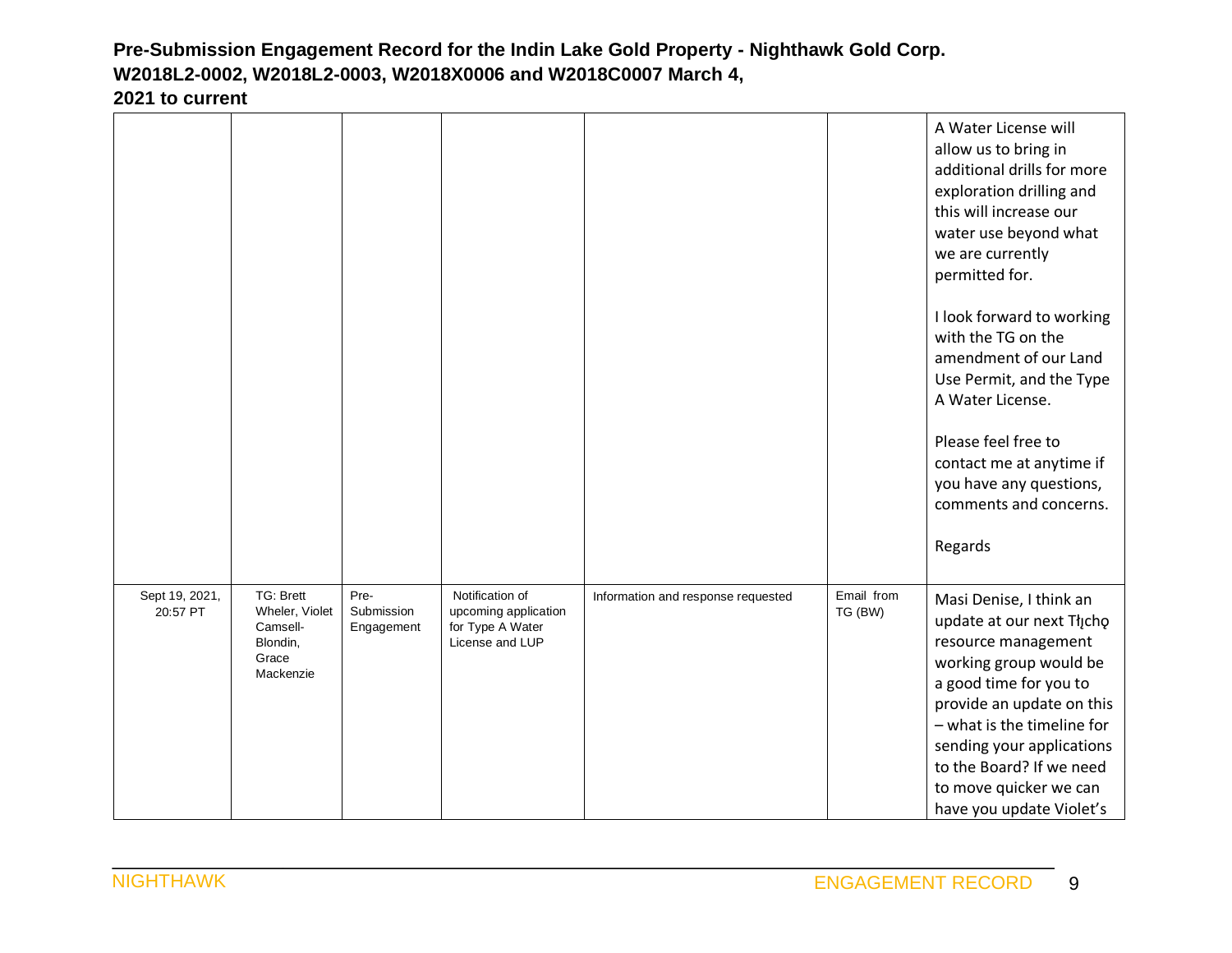**Pre-Submission Engagement Record for the Indin Lake Gold Property - Nighthawk Gold Corp. W2018L2-0002, W2018L2-0003, W2018X0006 and W2018C0007 March 4, 2021 to current**

| | | | | | | |
|---|---|---|---|---|---|---|
| | | | | | | A Water License will allow us to bring in additional drills for more exploration drilling and this will increase our water use beyond what we are currently permitted for.<br><br>I look forward to working with the TG on the amendment of our Land Use Permit, and the Type A Water License.<br><br>Please feel free to contact me at anytime if you have any questions, comments and concerns.<br><br>Regards |
| Sept 19, 2021, 20:57 PT | TG: Brett Wheler, Violet Camsell-Blondin, Grace Mackenzie | Pre-Submission Engagement | Notification of upcoming application for Type A Water License and LUP | Information and response requested | Email from TG (BW) | Masi Denise, I think an update at our next Tłįchǫ resource management working group would be a good time for you to provide an update on this – what is the timeline for sending your applications to the Board? If we need to move quicker we can have you update Violet's |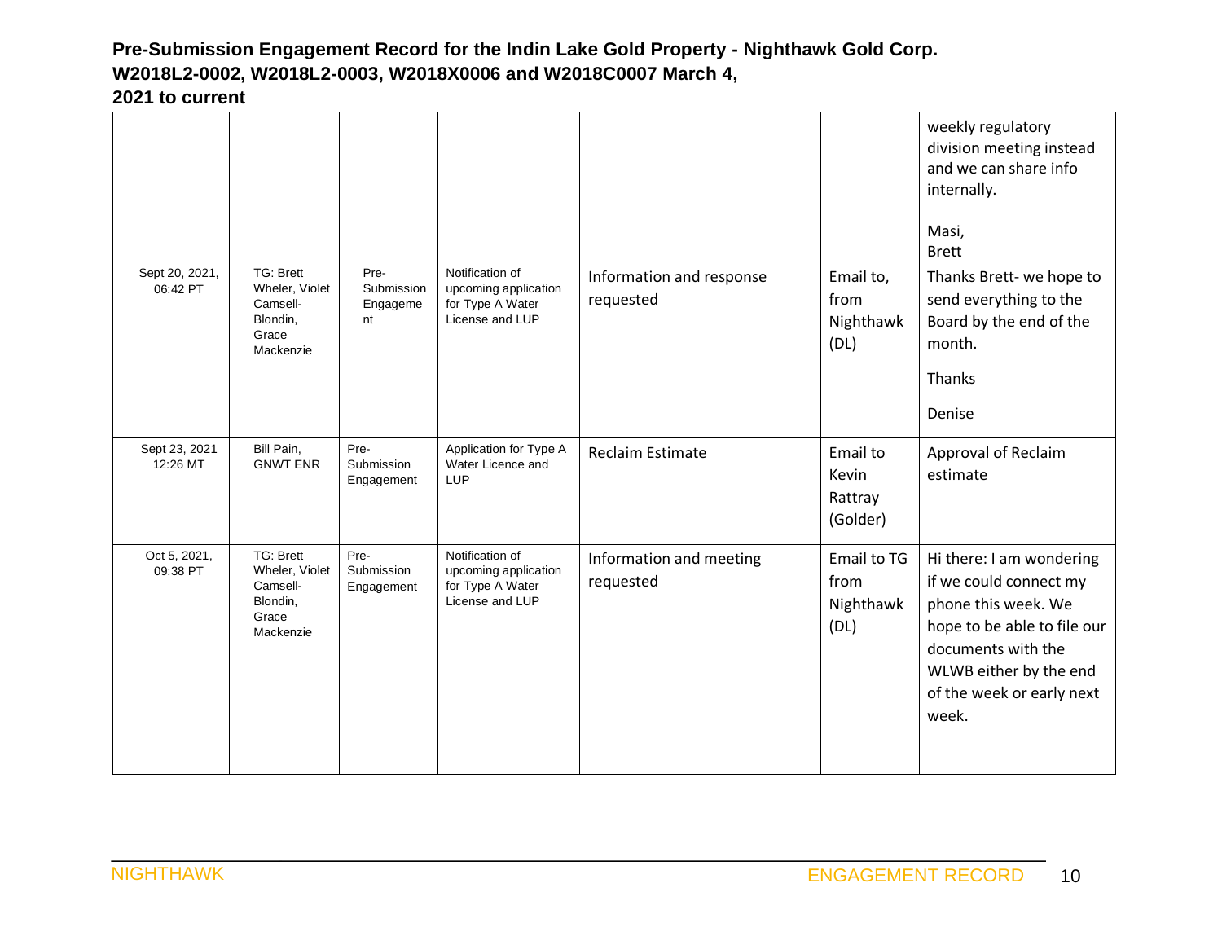# Pre-Submission Engagement Record for the Indin Lake Gold Property - Nighthawk Gold Corp. W2018L2-0002, W2018L2-0003, W2018X0006 and W2018C0007 March 4, 2021 to current

| | | | | | | |
|---|---|---|---|---|---|---|
| | | | | | | weekly regulatory division meeting instead and we can share info internally.<br><br>Masi,<br>Brett |
| Sept 20, 2021, 06:42 PT | TG: Brett Wheler, Violet Camsell-Blondin, Grace Mackenzie | Pre-Submission Engagement | Notification of upcoming application for Type A Water License and LUP | Information and response requested | Email to, from Nighthawk (DL) | Thanks Brett- we hope to send everything to the Board by the end of the month.<br><br>Thanks<br><br>Denise |
| Sept 23, 2021 12:26 MT | Bill Pain, GNWT ENR | Pre-Submission Engagement | Application for Type A Water Licence and LUP | Reclaim Estimate | Email to Kevin Rattray (Golder) | Approval of Reclaim estimate |
| Oct 5, 2021, 09:38 PT | TG: Brett Wheler, Violet Camsell-Blondin, Grace Mackenzie | Pre-Submission Engagement | Notification of upcoming application for Type A Water License and LUP | Information and meeting requested | Email to TG from Nighthawk (DL) | Hi there: I am wondering if we could connect my phone this week. We hope to be able to file our documents with the WLWB either by the end of the week or early next week. |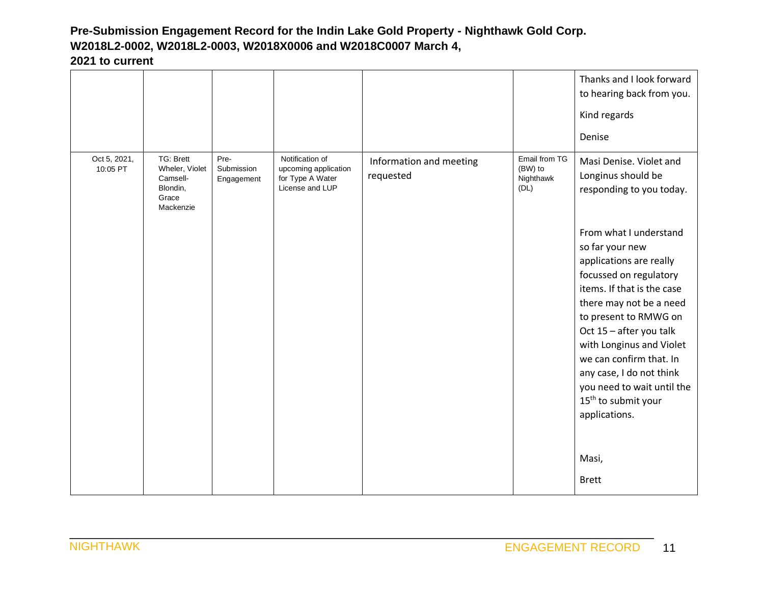**Pre-Submission Engagement Record for the Indin Lake Gold Property - Nighthawk Gold Corp. W2018L2-0002, W2018L2-0003, W2018X0006 and W2018C0007 March 4, 2021 to current**

| | | | | | | |
|---|---|---|---|---|---|---|
| | | | | | | Thanks and I look forward to hearing back from you.<br><br>Kind regards<br><br>Denise |
| Oct 5, 2021, 10:05 PT | TG: Brett Wheler, Violet Camsell-Blondin, Grace Mackenzie | Pre-Submission Engagement | Notification of upcoming application for Type A Water License and LUP | Information and meeting requested | Email from TG (BW) to Nighthawk (DL) | Masi Denise. Violet and Longinus should be responding to you today.<br><br>From what I understand so far your new applications are really focussed on regulatory items. If that is the case there may not be a need to present to RMWG on Oct 15 – after you talk with Longinus and Violet we can confirm that. In any case, I do not think you need to wait until the 15th to submit your applications.<br><br>Masi,<br><br>Brett |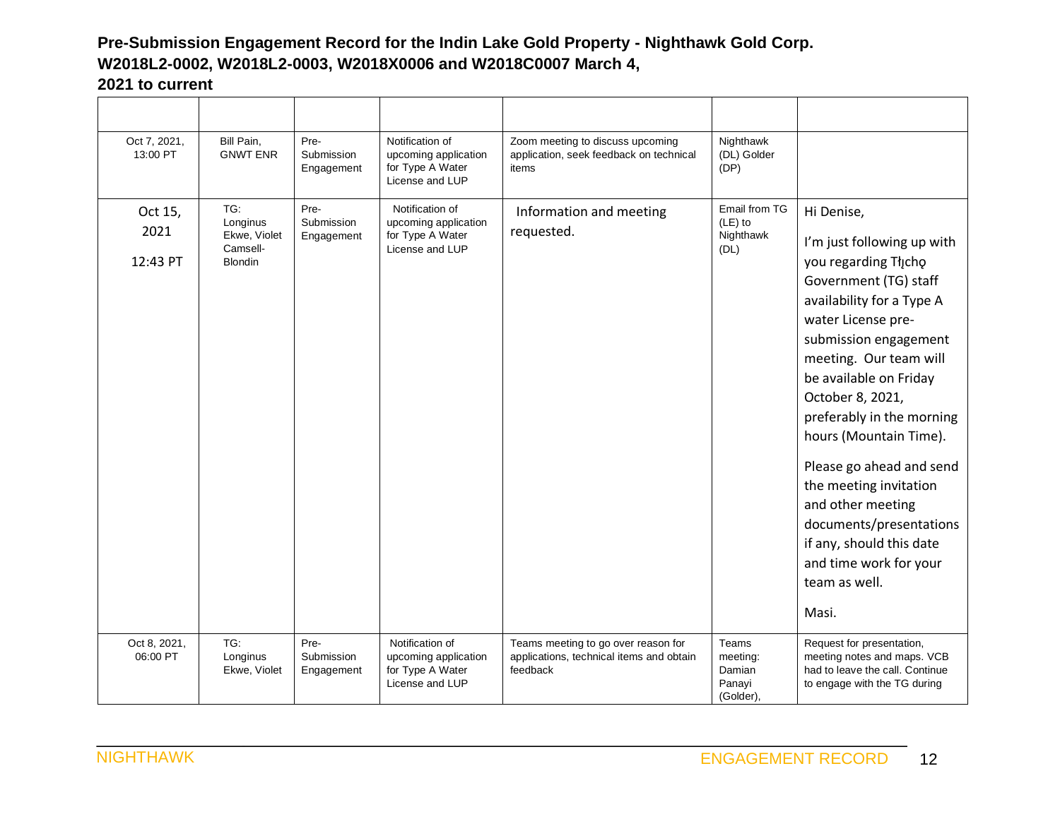**Pre-Submission Engagement Record for the Indin Lake Gold Property - Nighthawk Gold Corp. W2018L2-0002, W2018L2-0003, W2018X0006 and W2018C0007 March 4, 2021 to current**

| | | | | | | |
|---|---|---|---|---|---|---|
| Oct 7, 2021, 13:00 PT | Bill Pain, GNWT ENR | Pre-Submission Engagement | Notification of upcoming application for Type A Water License and LUP | Zoom meeting to discuss upcoming application, seek feedback on technical items | Nighthawk (DL) Golder (DP) | |
| Oct 15, 2021 12:43 PT | TG: Longinus Ekwe, Violet Camsell-Blondin | Pre-Submission Engagement | Notification of upcoming application for Type A Water License and LUP | Information and meeting requested. | Email from TG (LE) to Nighthawk (DL) | Hi Denise,<br><br>I'm just following up with you regarding Tłı̨chǫ Government (TG) staff availability for a Type A water License pre-submission engagement meeting. Our team will be available on Friday October 8, 2021, preferably in the morning hours (Mountain Time).<br><br>Please go ahead and send the meeting invitation and other meeting documents/presentations if any, should this date and time work for your team as well.<br><br>Masi. |
| Oct 8, 2021, 06:00 PT | TG: Longinus Ekwe, Violet | Pre-Submission Engagement | Notification of upcoming application for Type A Water License and LUP | Teams meeting to go over reason for applications, technical items and obtain feedback | Teams meeting: Damian Panayi (Golder), | Request for presentation, meeting notes and maps. VCB had to leave the call. Continue to engage with the TG during |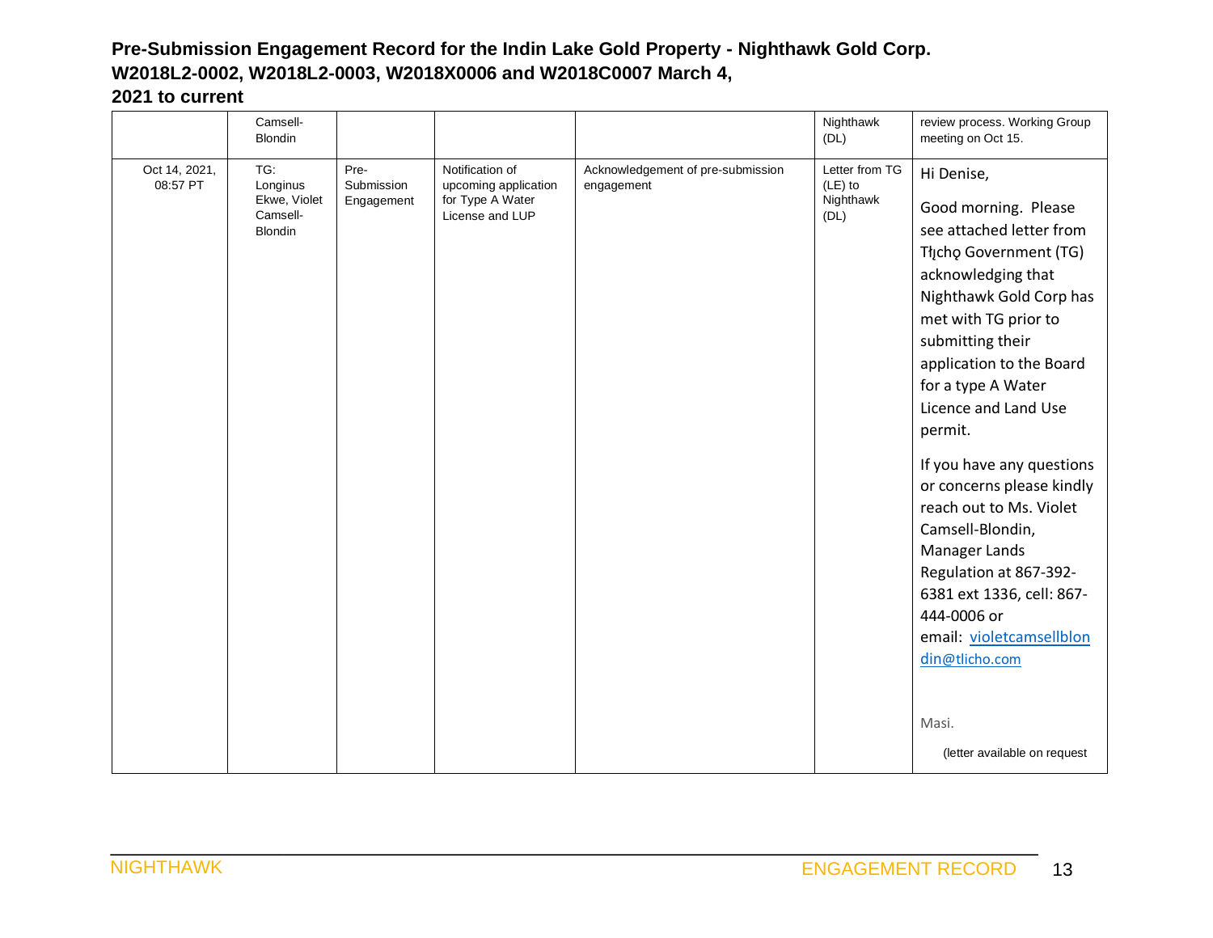# Pre-Submission Engagement Record for the Indin Lake Gold Property - Nighthawk Gold Corp. W2018L2-0002, W2018L2-0003, W2018X0006 and W2018C0007 March 4, 2021 to current

| | | | | | | |
|---|---|---|---|---|---|---|
| | Camsell-Blondin | | | | Nighthawk (DL) | review process. Working Group meeting on Oct 15. |
| Oct 14, 2021, 08:57 PT | TG: Longinus Ekwe, Violet Camsell-Blondin | Pre-Submission Engagement | Notification of upcoming application for Type A Water License and LUP | Acknowledgement of pre-submission engagement | Letter from TG (LE) to Nighthawk (DL) | Hi Denise,<br><br>Good morning. Please see attached letter from Tłı̨chǫ Government (TG) acknowledging that Nighthawk Gold Corp has met with TG prior to submitting their application to the Board for a type A Water Licence and Land Use permit.<br><br>If you have any questions or concerns please kindly reach out to Ms. Violet Camsell-Blondin, Manager Lands Regulation at 867-392-6381 ext 1336, cell: 867-444-0006 or email: violetcamsellblondin@tlicho.com<br><br>Masi.<br><br>(letter available on request |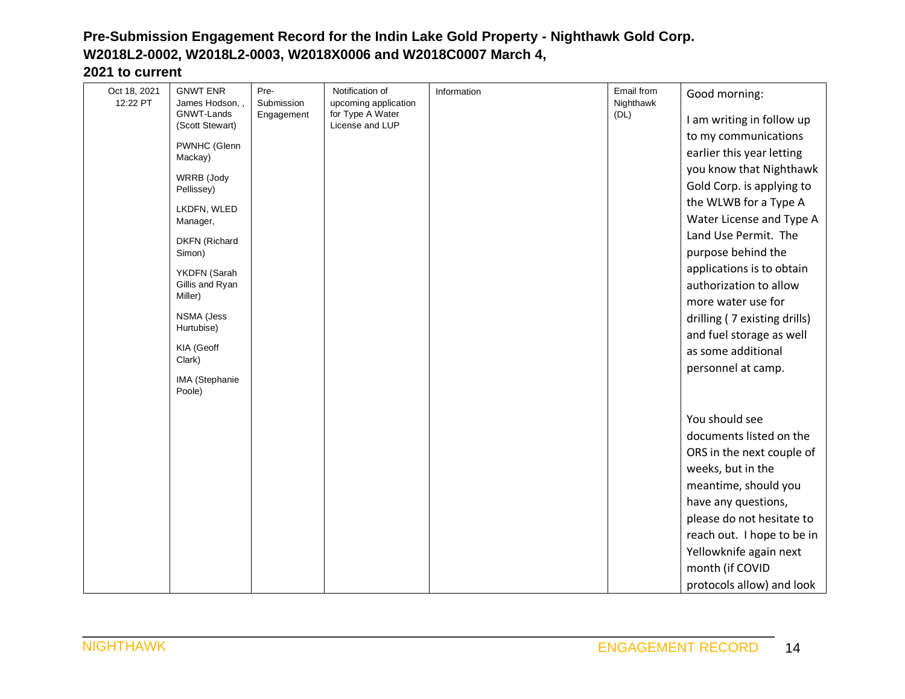**Pre-Submission Engagement Record for the Indin Lake Gold Property - Nighthawk Gold Corp. W2018L2-0002, W2018L2-0003, W2018X0006 and W2018C0007 March 4, 2021 to current**

| | | | | | | |
|---|---|---|---|---|---|---|
| Oct 18, 2021 12:22 PT | GNWT ENR James Hodson, , GNWT-Lands (Scott Stewart)<br><br>PWNHC (Glenn Mackay)<br><br>WRRB (Jody Pellissey)<br><br>LKDFN, WLED Manager,<br><br>DKFN (Richard Simon)<br><br>YKDFN (Sarah Gillis and Ryan Miller)<br><br>NSMA (Jess Hurtubise)<br><br>KIA (Geoff Clark)<br><br>IMA (Stephanie Poole) | Pre-Submission Engagement | Notification of upcoming application for Type A Water License and LUP | Information | Email from Nighthawk (DL) | Good morning:<br><br>I am writing in follow up to my communications earlier this year letting you know that Nighthawk Gold Corp. is applying to the WLWB for a Type A Water License and Type A Land Use Permit. The purpose behind the applications is to obtain authorization to allow more water use for drilling ( 7 existing drills) and fuel storage as well as some additional personnel at camp.<br><br>You should see documents listed on the ORS in the next couple of weeks, but in the meantime, should you have any questions, please do not hesitate to reach out. I hope to be in Yellowknife again next month (if COVID protocols allow) and look |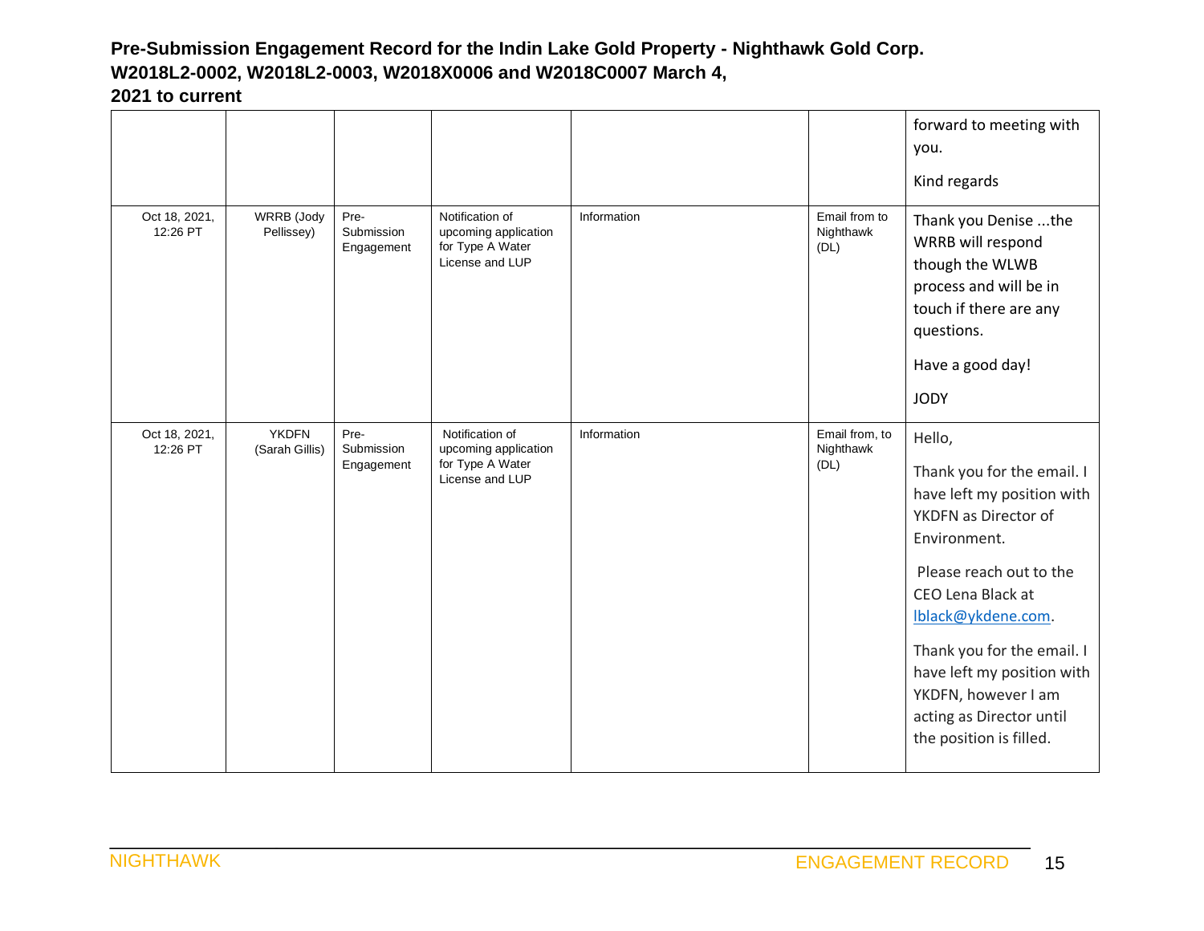**Pre-Submission Engagement Record for the Indin Lake Gold Property - Nighthawk Gold Corp. W2018L2-0002, W2018L2-0003, W2018X0006 and W2018C0007 March 4, 2021 to current**

| | | | | | | |
|---|---|---|---|---|---|---|
| | | | | | | forward to meeting with you.<br><br>Kind regards |
| Oct 18, 2021, 12:26 PT | WRRB (Jody Pellissey) | Pre-Submission Engagement | Notification of upcoming application for Type A Water License and LUP | Information | Email from to Nighthawk (DL) | Thank you Denise ...the WRRB will respond though the WLWB process and will be in touch if there are any questions.<br><br>Have a good day!<br><br>JODY |
| Oct 18, 2021, 12:26 PT | YKDFN (Sarah Gillis) | Pre-Submission Engagement | Notification of upcoming application for Type A Water License and LUP | Information | Email from, to Nighthawk (DL) | Hello,<br><br>Thank you for the email. I have left my position with YKDFN as Director of Environment.<br><br>Please reach out to the CEO Lena Black at lblack@ykdene.com.<br><br>Thank you for the email. I have left my position with YKDFN, however I am acting as Director until the position is filled. |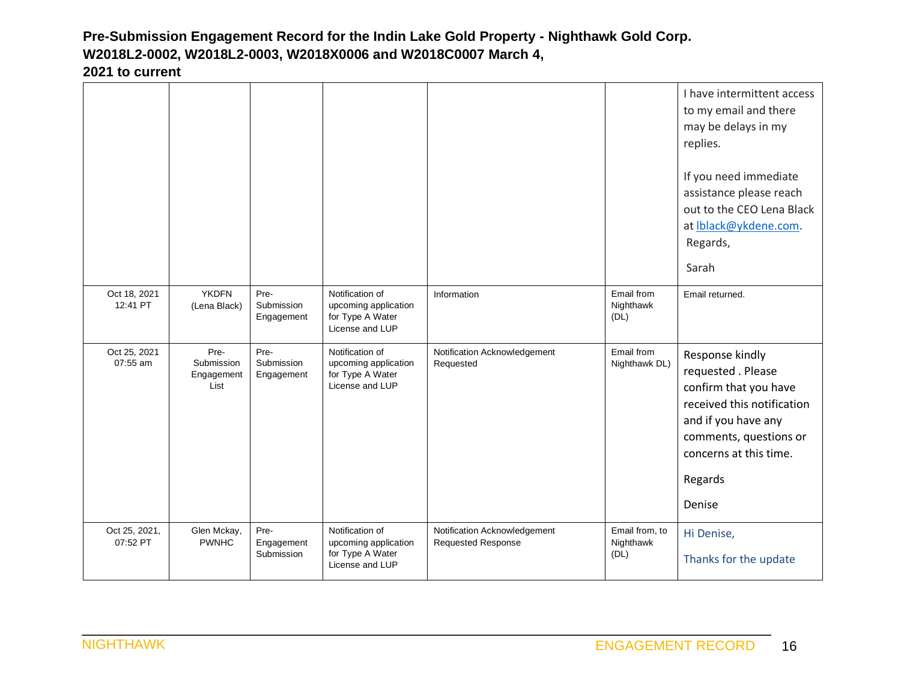**Pre-Submission Engagement Record for the Indin Lake Gold Property - Nighthawk Gold Corp. W2018L2-0002, W2018L2-0003, W2018X0006 and W2018C0007 March 4, 2021 to current**

| | | | | | | |
|---|---|---|---|---|---|---|
| | | | | | | I have intermittent access to my email and there may be delays in my replies.<br><br>If you need immediate assistance please reach out to the CEO Lena Black at lblack@ykdene.com.<br>Regards,<br><br>Sarah |
| Oct 18, 2021 12:41 PT | YKDFN (Lena Black) | Pre-Submission Engagement | Notification of upcoming application for Type A Water License and LUP | Information | Email from Nighthawk (DL) | Email returned. |
| Oct 25, 2021 07:55 am | Pre-Submission Engagement List | Pre-Submission Engagement | Notification of upcoming application for Type A Water License and LUP | Notification Acknowledgement Requested | Email from Nighthawk DL) | Response kindly requested . Please confirm that you have received this notification and if you have any comments, questions or concerns at this time.<br><br>Regards<br><br>Denise |
| Oct 25, 2021, 07:52 PT | Glen Mckay, PWNHC | Pre-Engagement Submission | Notification of upcoming application for Type A Water License and LUP | Notification Acknowledgement Requested Response | Email from, to Nighthawk (DL) | Hi Denise,<br><br>Thanks for the update |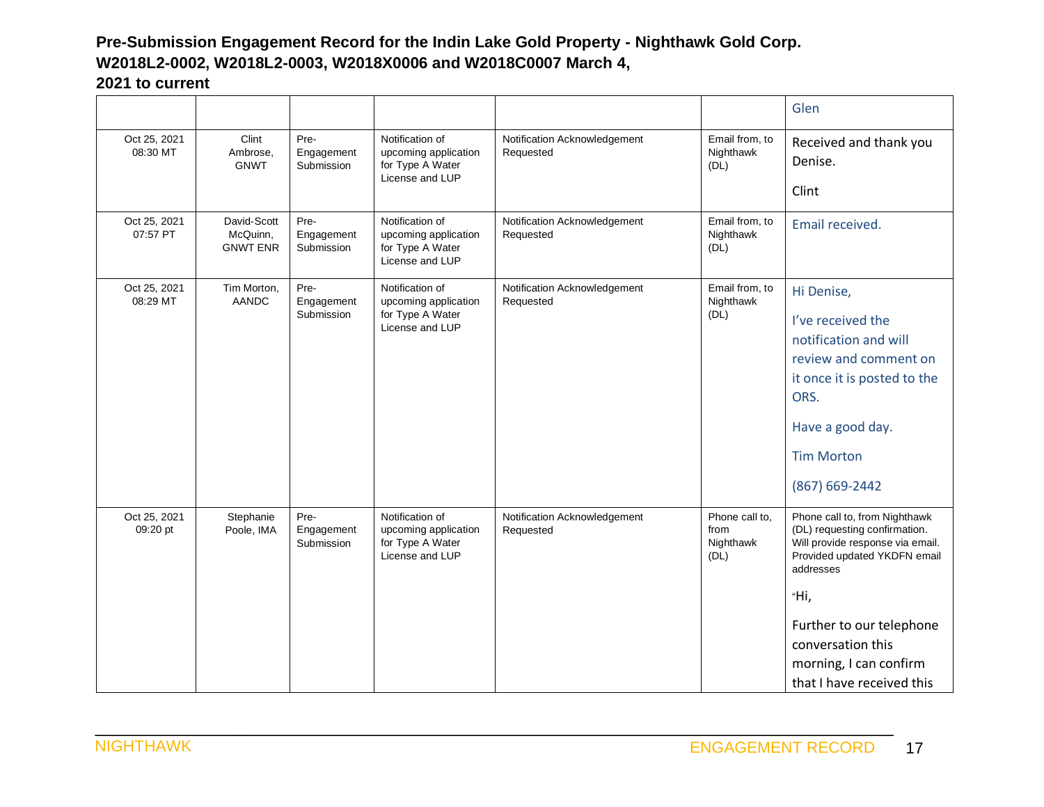**Pre-Submission Engagement Record for the Indin Lake Gold Property - Nighthawk Gold Corp. W2018L2-0002, W2018L2-0003, W2018X0006 and W2018C0007 March 4, 2021 to current**

| | | | | | | |
|---|---|---|---|---|---|---|
| | | | | | | Glen |
| Oct 25, 2021 08:30 MT | Clint Ambrose, GNWT | Pre-Engagement Submission | Notification of upcoming application for Type A Water License and LUP | Notification Acknowledgement Requested | Email from, to Nighthawk (DL) | Received and thank you Denise.<br><br>Clint |
| Oct 25, 2021 07:57 PT | David-Scott McQuinn, GNWT ENR | Pre-Engagement Submission | Notification of upcoming application for Type A Water License and LUP | Notification Acknowledgement Requested | Email from, to Nighthawk (DL) | Email received. |
| Oct 25, 2021 08:29 MT | Tim Morton, AANDC | Pre-Engagement Submission | Notification of upcoming application for Type A Water License and LUP | Notification Acknowledgement Requested | Email from, to Nighthawk (DL) | Hi Denise,<br><br>I've received the notification and will review and comment on it once it is posted to the ORS.<br><br>Have a good day.<br><br>Tim Morton<br><br>(867) 669-2442 |
| Oct 25, 2021 09:20 pt | Stephanie Poole, IMA | Pre-Engagement Submission | Notification of upcoming application for Type A Water License and LUP | Notification Acknowledgement Requested | Phone call to, from Nighthawk (DL) | Phone call to, from Nighthawk (DL) requesting confirmation. Will provide response via email. Provided updated YKDFN email addresses<br><br>"Hi,<br><br>Further to our telephone conversation this morning, I can confirm that I have received this |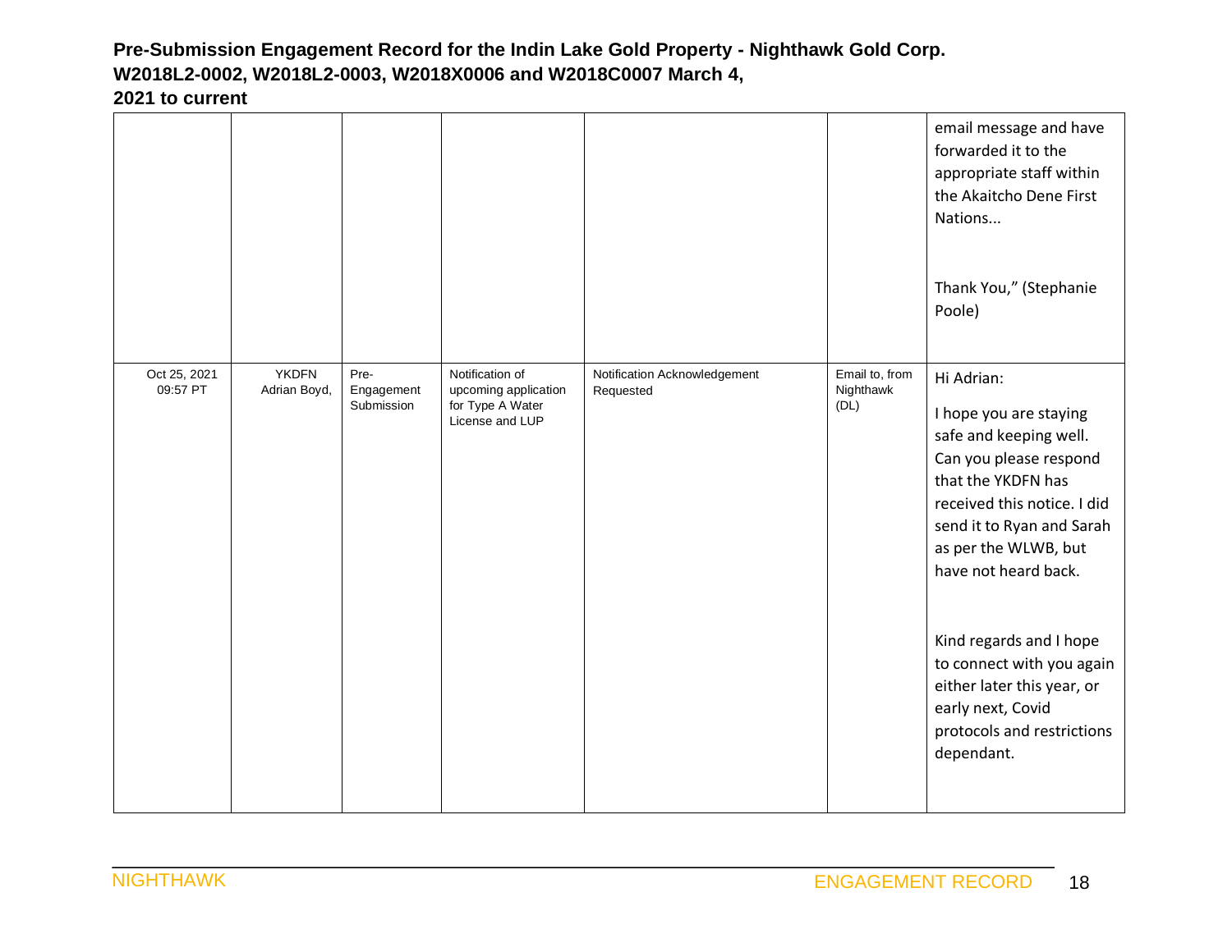| | | | | | | |
|---|---|---|---|---|---|---|
| | | | | | | email message and have forwarded it to the appropriate staff within the Akaitcho Dene First Nations... Thank You," (Stephanie Poole) |
| Oct 25, 2021 09:57 PT | YKDFN Adrian Boyd, | Pre-Engagement Submission | Notification of upcoming application for Type A Water License and LUP | Notification Acknowledgement Requested | Email to, from Nighthawk (DL) | Hi Adrian: I hope you are staying safe and keeping well. Can you please respond that the YKDFN has received this notice. I did send it to Ryan and Sarah as per the WLWB, but have not heard back. Kind regards and I hope to connect with you again either later this year, or early next, Covid protocols and restrictions dependant. |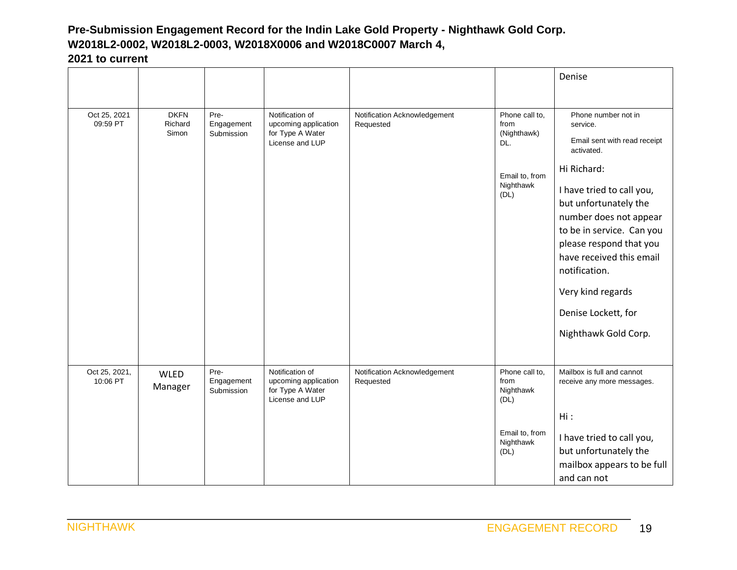**Pre-Submission Engagement Record for the Indin Lake Gold Property - Nighthawk Gold Corp. W2018L2-0002, W2018L2-0003, W2018X0006 and W2018C0007 March 4, 2021 to current**

| | | | | | | |
|---|---|---|---|---|---|---|
| | | | | | | Denise |
| Oct 25, 2021 09:59 PT | DKFN Richard Simon | Pre-Engagement Submission | Notification of upcoming application for Type A Water License and LUP | Notification Acknowledgement Requested | Phone call to, from (Nighthawk) DL.<br><br>Email to, from Nighthawk (DL) | Phone number not in service.<br><br>Email sent with read receipt activated.<br><br>Hi Richard:<br><br>I have tried to call you, but unfortunately the number does not appear to be in service. Can you please respond that you have received this email notification.<br><br>Very kind regards<br><br>Denise Lockett, for<br><br>Nighthawk Gold Corp. |
| Oct 25, 2021, 10:06 PT | WLED Manager | Pre-Engagement Submission | Notification of upcoming application for Type A Water License and LUP | Notification Acknowledgement Requested | Phone call to, from Nighthawk (DL)<br><br>Email to, from Nighthawk (DL) | Mailbox is full and cannot receive any more messages.<br><br>Hi :<br><br>I have tried to call you, but unfortunately the mailbox appears to be full and can not |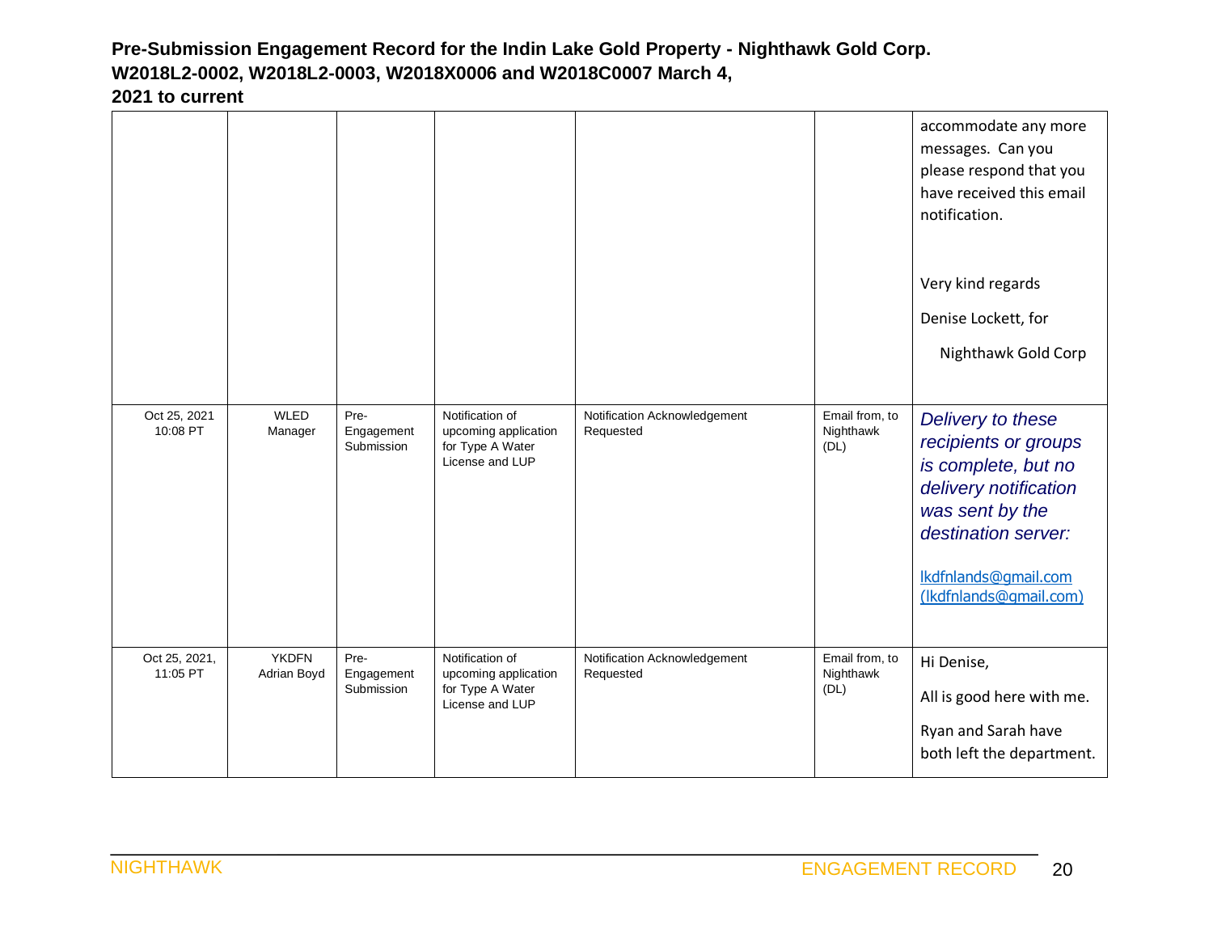**Pre-Submission Engagement Record for the Indin Lake Gold Property - Nighthawk Gold Corp. W2018L2-0002, W2018L2-0003, W2018X0006 and W2018C0007 March 4, 2021 to current**

| | | | | | | |
|---|---|---|---|---|---|---|
| | | | | | | accommodate any more messages. Can you please respond that you have received this email notification.<br><br>Very kind regards<br><br>Denise Lockett, for<br><br>Nighthawk Gold Corp |
| Oct 25, 2021 10:08 PT | WLED Manager | Pre-Engagement Submission | Notification of upcoming application for Type A Water License and LUP | Notification Acknowledgement Requested | Email from, to Nighthawk (DL) | *Delivery to these recipients or groups is complete, but no delivery notification was sent by the destination server:*<br><br>lkdfnlands@gmail.com (lkdfnlands@gmail.com) |
| Oct 25, 2021, 11:05 PT | YKDFN Adrian Boyd | Pre-Engagement Submission | Notification of upcoming application for Type A Water License and LUP | Notification Acknowledgement Requested | Email from, to Nighthawk (DL) | Hi Denise,<br><br>All is good here with me.<br><br>Ryan and Sarah have both left the department. |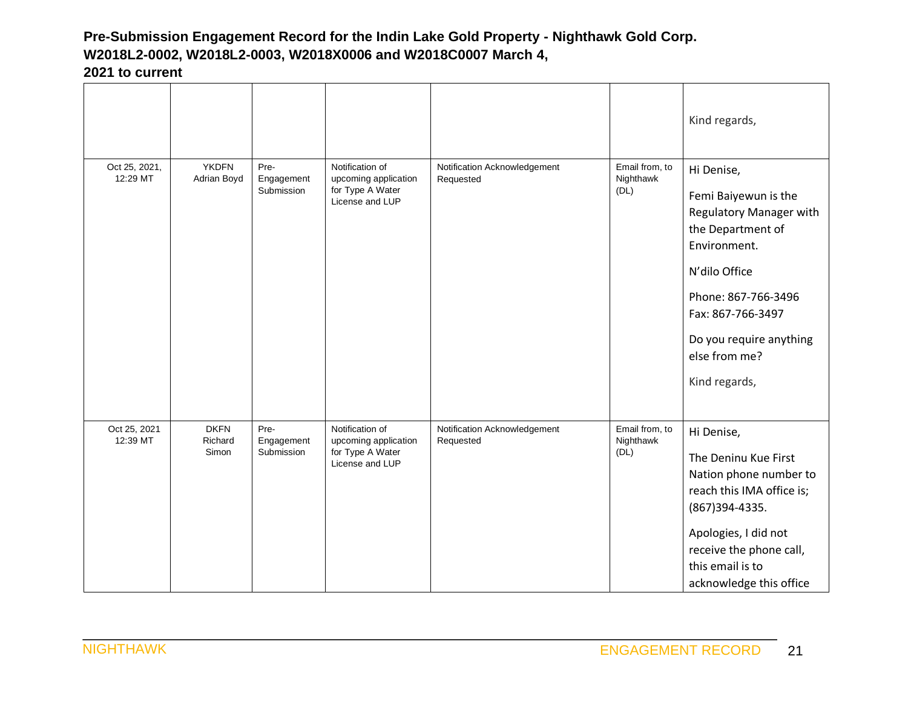**Pre-Submission Engagement Record for the Indin Lake Gold Property - Nighthawk Gold Corp. W2018L2-0002, W2018L2-0003, W2018X0006 and W2018C0007 March 4, 2021 to current**

| | | | | | | |
|---|---|---|---|---|---|---|
| | | | | | | Kind regards, |
| Oct 25, 2021, 12:29 MT | YKDFN Adrian Boyd | Pre-Engagement Submission | Notification of upcoming application for Type A Water License and LUP | Notification Acknowledgement Requested | Email from, to Nighthawk (DL) | Hi Denise,<br><br>Femi Baiyewun is the Regulatory Manager with the Department of Environment.<br><br>N'dilo Office<br><br>Phone: 867-766-3496<br>Fax: 867-766-3497<br><br>Do you require anything else from me?<br><br>Kind regards, |
| Oct 25, 2021 12:39 MT | DKFN Richard Simon | Pre-Engagement Submission | Notification of upcoming application for Type A Water License and LUP | Notification Acknowledgement Requested | Email from, to Nighthawk (DL) | Hi Denise,<br><br>The Deninu Kue First Nation phone number to reach this IMA office is; (867)394-4335.<br><br>Apologies, I did not receive the phone call, this email is to acknowledge this office |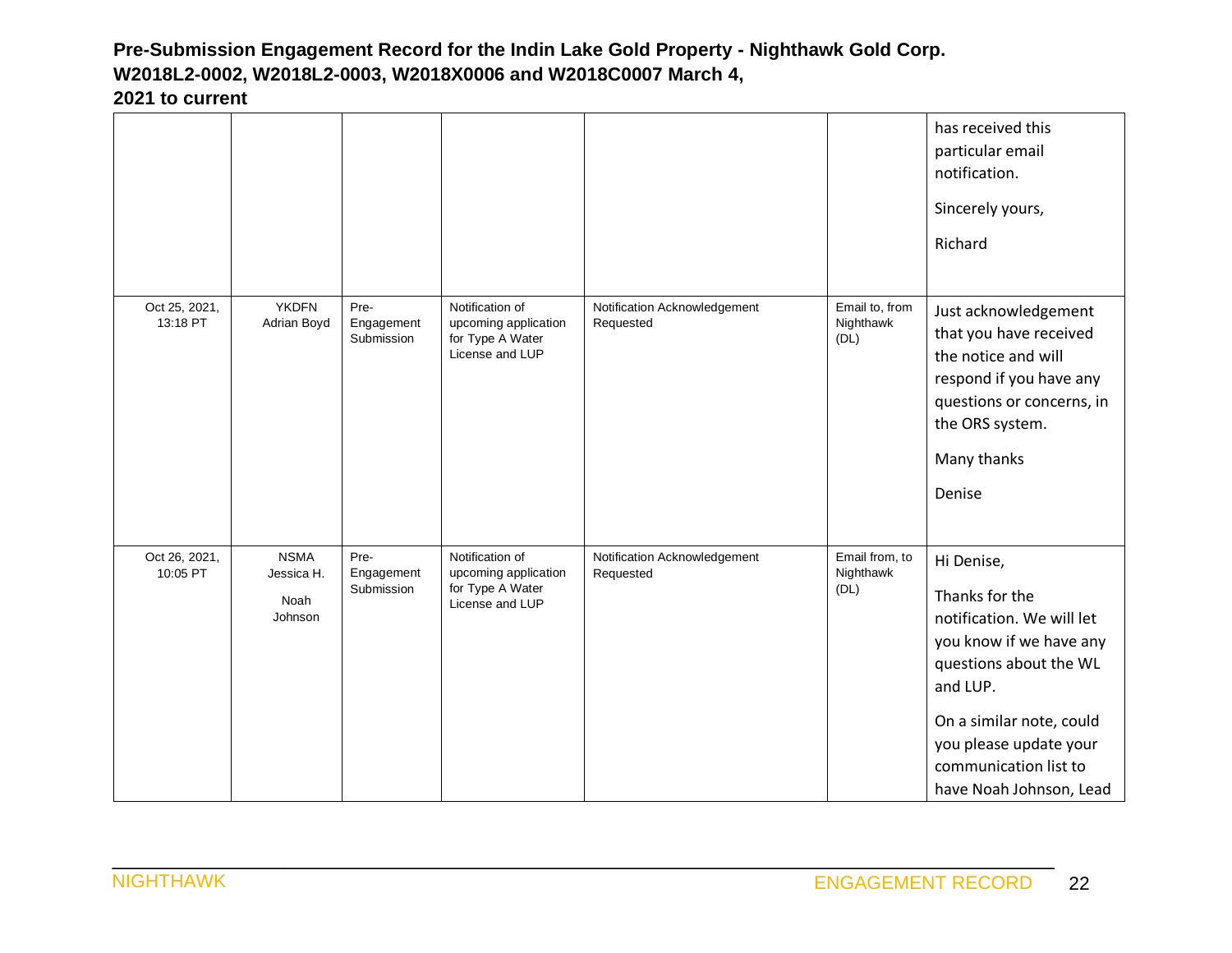**Pre-Submission Engagement Record for the Indin Lake Gold Property - Nighthawk Gold Corp. W2018L2-0002, W2018L2-0003, W2018X0006 and W2018C0007 March 4, 2021 to current**

| | | | | | | |
|---|---|---|---|---|---|---|
| | | | | | | has received this particular email notification.<br><br>Sincerely yours,<br><br>Richard |
| Oct 25, 2021, 13:18 PT | YKDFN Adrian Boyd | Pre-Engagement Submission | Notification of upcoming application for Type A Water License and LUP | Notification Acknowledgement Requested | Email to, from Nighthawk (DL) | Just acknowledgement that you have received the notice and will respond if you have any questions or concerns, in the ORS system.<br><br>Many thanks<br><br>Denise |
| Oct 26, 2021, 10:05 PT | NSMA Jessica H.<br><br>Noah Johnson | Pre-Engagement Submission | Notification of upcoming application for Type A Water License and LUP | Notification Acknowledgement Requested | Email from, to Nighthawk (DL) | Hi Denise,<br><br>Thanks for the notification. We will let you know if we have any questions about the WL and LUP.<br><br>On a similar note, could you please update your communication list to have Noah Johnson, Lead |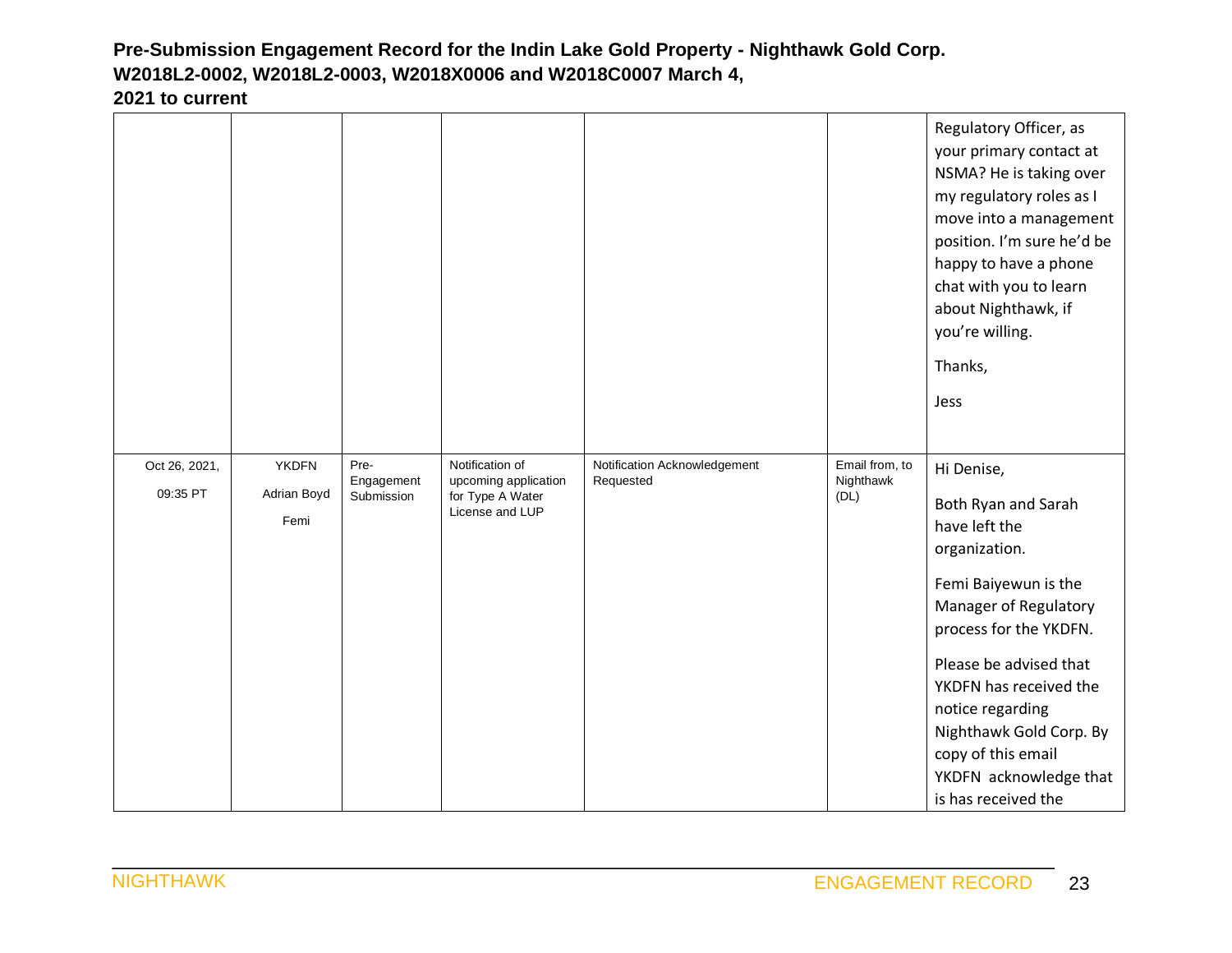**Pre-Submission Engagement Record for the Indin Lake Gold Property - Nighthawk Gold Corp. W2018L2-0002, W2018L2-0003, W2018X0006 and W2018C0007 March 4, 2021 to current**

| | | | | | | |
|---|---|---|---|---|---|---|
| | | | | | | Regulatory Officer, as your primary contact at NSMA? He is taking over my regulatory roles as I move into a management position. I'm sure he'd be happy to have a phone chat with you to learn about Nighthawk, if you're willing.<br><br>Thanks,<br><br>Jess |
| Oct 26, 2021, 09:35 PT | YKDFN<br>Adrian Boyd<br>Femi | Pre-Engagement Submission | Notification of upcoming application for Type A Water License and LUP | Notification Acknowledgement Requested | Email from, to Nighthawk (DL) | Hi Denise,<br><br>Both Ryan and Sarah have left the organization.<br><br>Femi Baiyewun is the Manager of Regulatory process for the YKDFN.<br><br>Please be advised that YKDFN has received the notice regarding Nighthawk Gold Corp. By copy of this email YKDFN acknowledge that is has received the |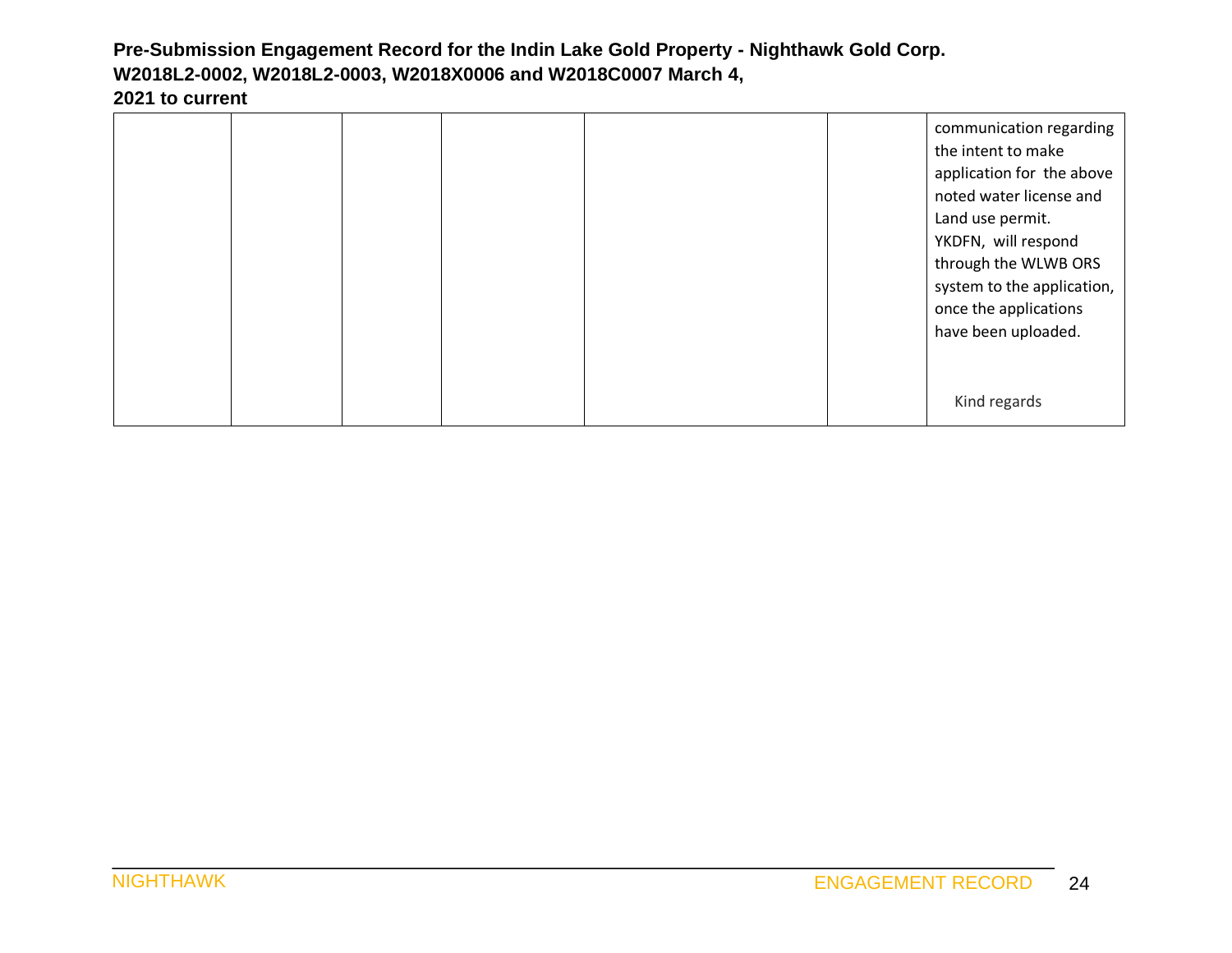| | | | | | | |
|---|---|---|---|---|---|---|
| | | | | | | communication regarding the intent to make application for the above noted water license and Land use permit.<br>YKDFN, will respond through the WLWB ORS system to the application, once the applications have been uploaded.<br><br>Kind regards |